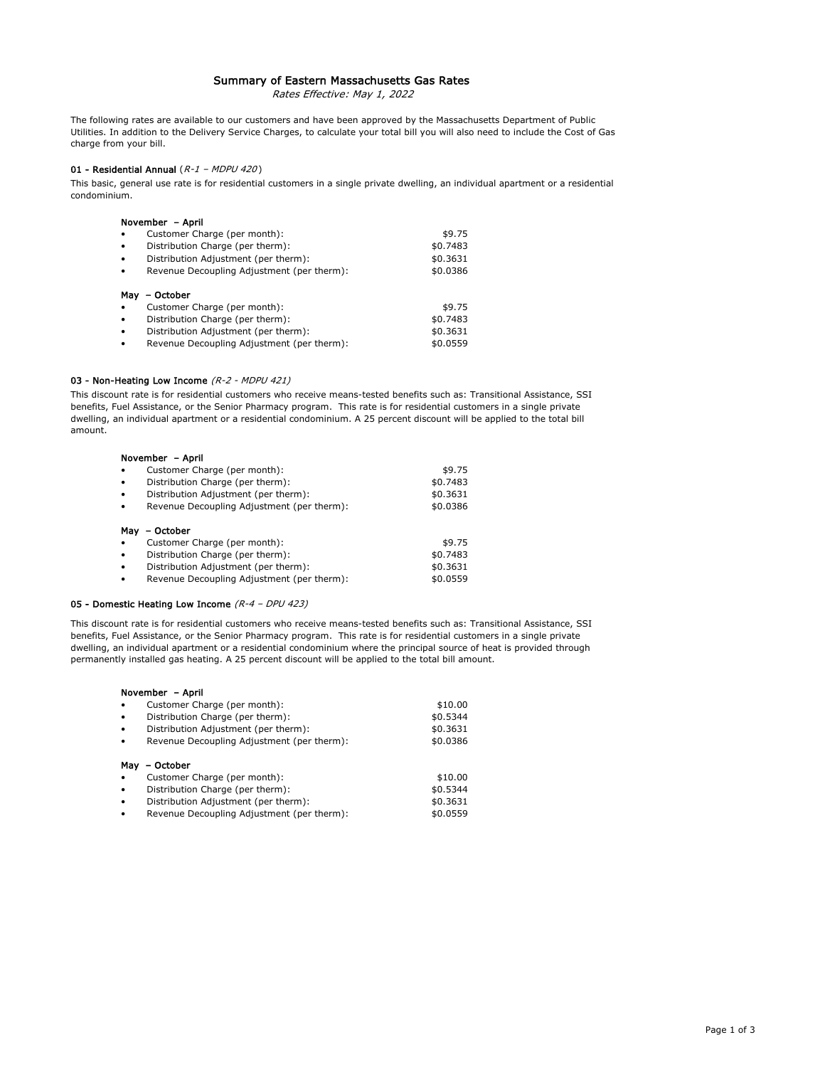# Summary of Eastern Massachusetts Gas Rates

*Rates Effective: May 1, 2022*

The following rates are available to our customers and have been approved by the Massachusetts Department of Public Utilities. In addition to the Delivery Service Charges, to calculate your total bill you will also need to include the Cost of Gas charge from your bill.

### 01 - Residential Annual (*R-1 – MDPU 420*)

This basic, general use rate is for residential customers in a single private dwelling, an individual apartment or a residential condominium.

**November – April**

- Customer Charge (per month): $9.75
- Distribution Charge (per therm): $0.7483
- Distribution Adjustment (per therm): $0.3631
- Revenue Decoupling Adjustment (per therm): $0.0386

**May – October**

- Customer Charge (per month): $9.75
- Distribution Charge (per therm): $0.7483
- Distribution Adjustment (per therm): $0.3631
- Revenue Decoupling Adjustment (per therm): $0.0559

### 03 - Non-Heating Low Income (*R-2 - MDPU 421)*

This discount rate is for residential customers who receive means-tested benefits such as: Transitional Assistance, SSI benefits, Fuel Assistance, or the Senior Pharmacy program. This rate is for residential customers in a single private dwelling, an individual apartment or a residential condominium. A 25 percent discount will be applied to the total bill amount.

**November – April**

- Customer Charge (per month): $9.75
- Distribution Charge (per therm): $0.7483
- Distribution Adjustment (per therm): $0.3631
- Revenue Decoupling Adjustment (per therm): $0.0386

**May – October**

- Customer Charge (per month): $9.75
- Distribution Charge (per therm): $0.7483
- Distribution Adjustment (per therm): $0.3631
- Revenue Decoupling Adjustment (per therm): $0.0559

### 05 - Domestic Heating Low Income (*R-4 – DPU 423)*

This discount rate is for residential customers who receive means-tested benefits such as: Transitional Assistance, SSI benefits, Fuel Assistance, or the Senior Pharmacy program. This rate is for residential customers in a single private dwelling, an individual apartment or a residential condominium where the principal source of heat is provided through permanently installed gas heating. A 25 percent discount will be applied to the total bill amount.

**November – April**

- Customer Charge (per month): $10.00
- Distribution Charge (per therm): $0.5344
- Distribution Adjustment (per therm): $0.3631
- Revenue Decoupling Adjustment (per therm): $0.0386

**May – October**

- Customer Charge (per month): $10.00
- Distribution Charge (per therm): $0.5344
- Distribution Adjustment (per therm): $0.3631
- Revenue Decoupling Adjustment (per therm): $0.0559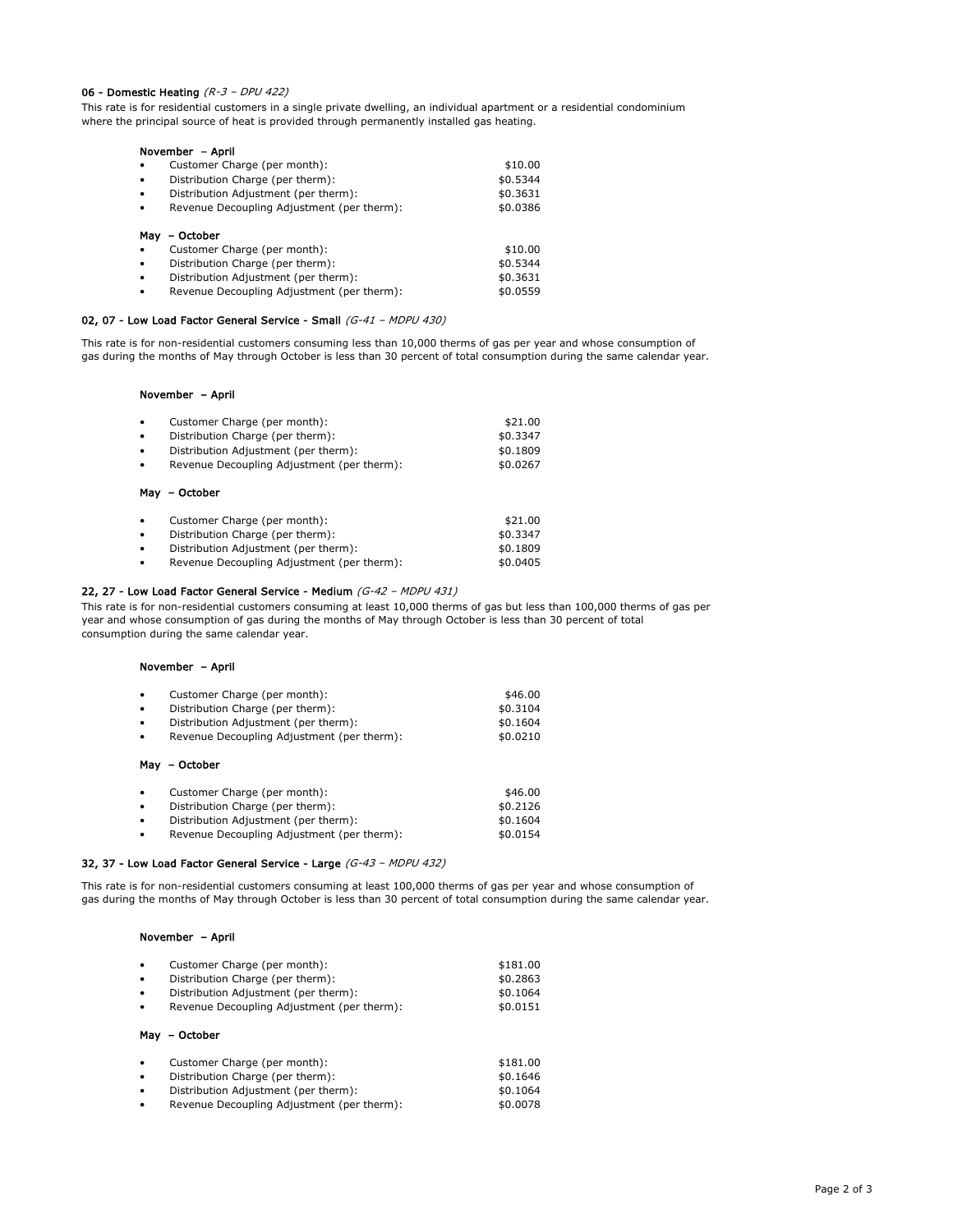**06 - Domestic Heating** *(R-3 – DPU 422)*

This rate is for residential customers in a single private dwelling, an individual apartment or a residential condominium where the principal source of heat is provided through permanently installed gas heating.

**November – April**

- Customer Charge (per month): $10.00
- Distribution Charge (per therm): $0.5344
- Distribution Adjustment (per therm): $0.3631
- Revenue Decoupling Adjustment (per therm): $0.0386

**May – October**

- Customer Charge (per month): $10.00
- Distribution Charge (per therm): $0.5344
- Distribution Adjustment (per therm): $0.3631
- Revenue Decoupling Adjustment (per therm): $0.0559

**02, 07 - Low Load Factor General Service - Small** *(G-41 – MDPU 430)*

This rate is for non-residential customers consuming less than 10,000 therms of gas per year and whose consumption of gas during the months of May through October is less than 30 percent of total consumption during the same calendar year.

**November – April**

- Customer Charge (per month): $21.00
- Distribution Charge (per therm): $0.3347
- Distribution Adjustment (per therm): $0.1809
- Revenue Decoupling Adjustment (per therm): $0.0267

**May – October**

- Customer Charge (per month): $21.00
- Distribution Charge (per therm): $0.3347
- Distribution Adjustment (per therm): $0.1809
- Revenue Decoupling Adjustment (per therm): $0.0405

**22, 27 - Low Load Factor General Service - Medium** *(G-42 – MDPU 431)*

This rate is for non-residential customers consuming at least 10,000 therms of gas but less than 100,000 therms of gas per year and whose consumption of gas during the months of May through October is less than 30 percent of total consumption during the same calendar year.

**November – April**

- Customer Charge (per month): $46.00
- Distribution Charge (per therm): $0.3104
- Distribution Adjustment (per therm): $0.1604
- Revenue Decoupling Adjustment (per therm): $0.0210

**May – October**

- Customer Charge (per month): $46.00
- Distribution Charge (per therm): $0.2126
- Distribution Adjustment (per therm): $0.1604
- Revenue Decoupling Adjustment (per therm): $0.0154

**32, 37 - Low Load Factor General Service - Large** *(G-43 – MDPU 432)*

This rate is for non-residential customers consuming at least 100,000 therms of gas per year and whose consumption of gas during the months of May through October is less than 30 percent of total consumption during the same calendar year.

**November – April**

- Customer Charge (per month): $181.00
- Distribution Charge (per therm): $0.2863
- Distribution Adjustment (per therm): $0.1064
- Revenue Decoupling Adjustment (per therm): $0.0151

**May – October**

- Customer Charge (per month): $181.00
- Distribution Charge (per therm): $0.1646
- Distribution Adjustment (per therm): $0.1064
- Revenue Decoupling Adjustment (per therm): $0.0078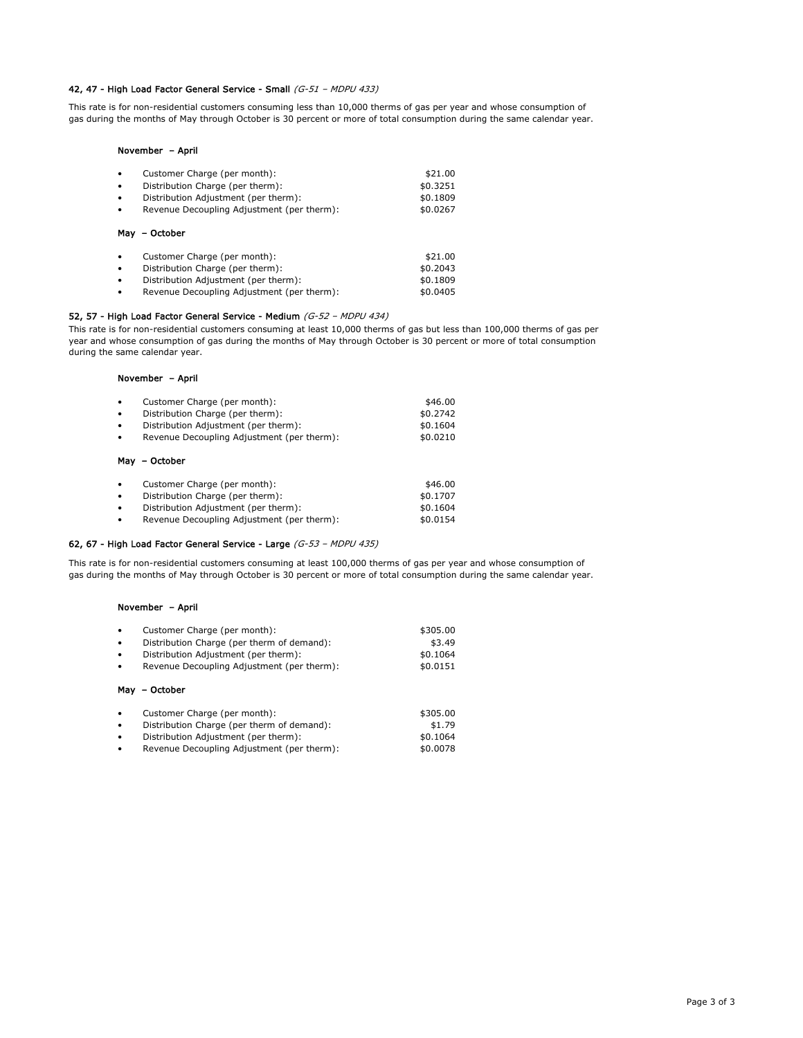### 42, 47 - High Load Factor General Service - Small *(G-51 – MDPU 433)*

This rate is for non-residential customers consuming less than 10,000 therms of gas per year and whose consumption of gas during the months of May through October is 30 percent or more of total consumption during the same calendar year.

**November – April**

| | |
|---|---|
| • Customer Charge (per month): | $21.00 |
| • Distribution Charge (per therm): | $0.3251 |
| • Distribution Adjustment (per therm): | $0.1809 |
| • Revenue Decoupling Adjustment (per therm): | $0.0267 |

**May – October**

| | |
|---|---|
| • Customer Charge (per month): | $21.00 |
| • Distribution Charge (per therm): | $0.2043 |
| • Distribution Adjustment (per therm): | $0.1809 |
| • Revenue Decoupling Adjustment (per therm): | $0.0405 |

### 52, 57 - High Load Factor General Service - Medium *(G-52 – MDPU 434)*

This rate is for non-residential customers consuming at least 10,000 therms of gas but less than 100,000 therms of gas per year and whose consumption of gas during the months of May through October is 30 percent or more of total consumption during the same calendar year.

**November – April**

| | |
|---|---|
| • Customer Charge (per month): | $46.00 |
| • Distribution Charge (per therm): | $0.2742 |
| • Distribution Adjustment (per therm): | $0.1604 |
| • Revenue Decoupling Adjustment (per therm): | $0.0210 |

**May – October**

| | |
|---|---|
| • Customer Charge (per month): | $46.00 |
| • Distribution Charge (per therm): | $0.1707 |
| • Distribution Adjustment (per therm): | $0.1604 |
| • Revenue Decoupling Adjustment (per therm): | $0.0154 |

### 62, 67 - High Load Factor General Service - Large *(G-53 – MDPU 435)*

This rate is for non-residential customers consuming at least 100,000 therms of gas per year and whose consumption of gas during the months of May through October is 30 percent or more of total consumption during the same calendar year.

**November – April**

| | |
|---|---|
| • Customer Charge (per month): | $305.00 |
| • Distribution Charge (per therm of demand): | $3.49 |
| • Distribution Adjustment (per therm): | $0.1064 |
| • Revenue Decoupling Adjustment (per therm): | $0.0151 |

**May – October**

| | |
|---|---|
| • Customer Charge (per month): | $305.00 |
| • Distribution Charge (per therm of demand): | $1.79 |
| • Distribution Adjustment (per therm): | $0.1064 |
| • Revenue Decoupling Adjustment (per therm): | $0.0078 |